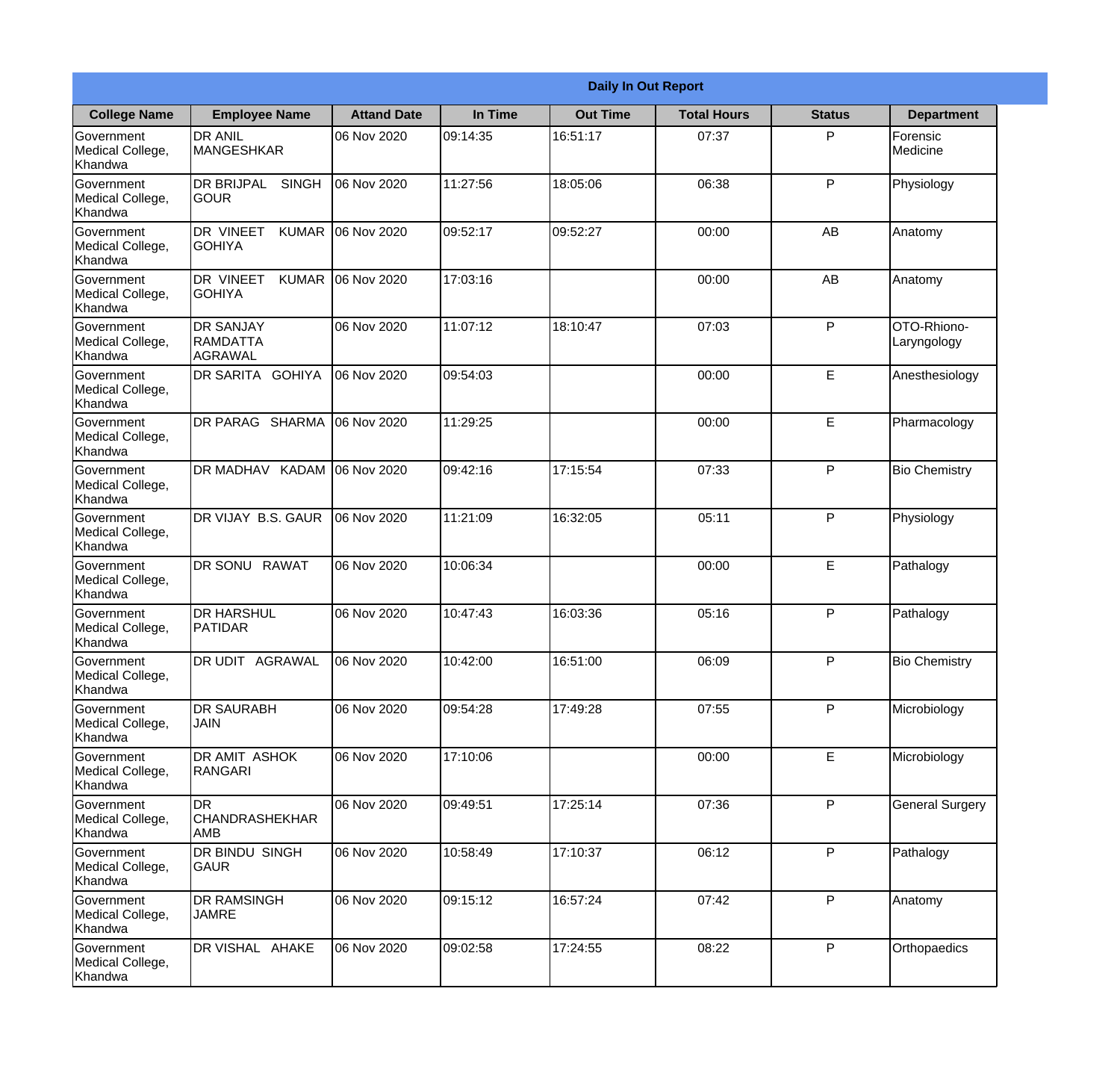**Daily In Out Report**

| College Name | Employee Name | Attand Date | In Time | Out Time | Total Hours | Status | Department |
|---|---|---|---|---|---|---|---|
| Government Medical College, Khandwa | DR ANIL MANGESHKAR | 06 Nov 2020 | 09:14:35 | 16:51:17 | 07:37 | P | Forensic Medicine |
| Government Medical College, Khandwa | DR BRIJPAL SINGH GOUR | 06 Nov 2020 | 11:27:56 | 18:05:06 | 06:38 | P | Physiology |
| Government Medical College, Khandwa | DR VINEET KUMAR GOHIYA | 06 Nov 2020 | 09:52:17 | 09:52:27 | 00:00 | AB | Anatomy |
| Government Medical College, Khandwa | DR VINEET KUMAR GOHIYA | 06 Nov 2020 | 17:03:16 | | 00:00 | AB | Anatomy |
| Government Medical College, Khandwa | DR SANJAY RAMDATTA AGRAWAL | 06 Nov 2020 | 11:07:12 | 18:10:47 | 07:03 | P | OTO-Rhiono-Laryngology |
| Government Medical College, Khandwa | DR SARITA GOHIYA | 06 Nov 2020 | 09:54:03 | | 00:00 | E | Anesthesiology |
| Government Medical College, Khandwa | DR PARAG SHARMA | 06 Nov 2020 | 11:29:25 | | 00:00 | E | Pharmacology |
| Government Medical College, Khandwa | DR MADHAV KADAM | 06 Nov 2020 | 09:42:16 | 17:15:54 | 07:33 | P | Bio Chemistry |
| Government Medical College, Khandwa | DR VIJAY B.S. GAUR | 06 Nov 2020 | 11:21:09 | 16:32:05 | 05:11 | P | Physiology |
| Government Medical College, Khandwa | DR SONU RAWAT | 06 Nov 2020 | 10:06:34 | | 00:00 | E | Pathalogy |
| Government Medical College, Khandwa | DR HARSHUL PATIDAR | 06 Nov 2020 | 10:47:43 | 16:03:36 | 05:16 | P | Pathalogy |
| Government Medical College, Khandwa | DR UDIT AGRAWAL | 06 Nov 2020 | 10:42:00 | 16:51:00 | 06:09 | P | Bio Chemistry |
| Government Medical College, Khandwa | DR SAURABH JAIN | 06 Nov 2020 | 09:54:28 | 17:49:28 | 07:55 | P | Microbiology |
| Government Medical College, Khandwa | DR AMIT ASHOK RANGARI | 06 Nov 2020 | 17:10:06 | | 00:00 | E | Microbiology |
| Government Medical College, Khandwa | DR CHANDRASHEKHAR AMB | 06 Nov 2020 | 09:49:51 | 17:25:14 | 07:36 | P | General Surgery |
| Government Medical College, Khandwa | DR BINDU SINGH GAUR | 06 Nov 2020 | 10:58:49 | 17:10:37 | 06:12 | P | Pathalogy |
| Government Medical College, Khandwa | DR RAMSINGH JAMRE | 06 Nov 2020 | 09:15:12 | 16:57:24 | 07:42 | P | Anatomy |
| Government Medical College, Khandwa | DR VISHAL AHAKE | 06 Nov 2020 | 09:02:58 | 17:24:55 | 08:22 | P | Orthopaedics |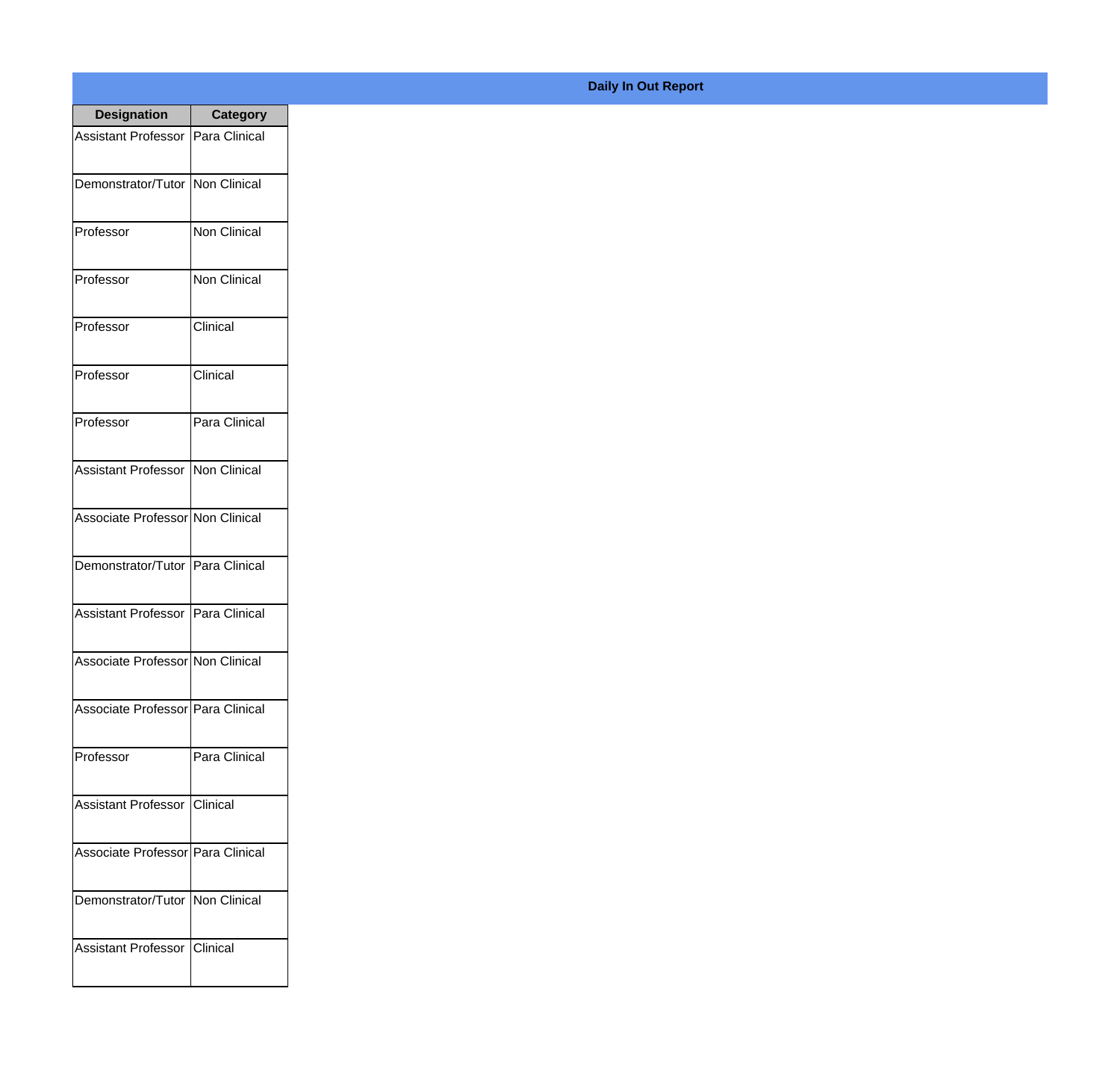**Daily In Out Report**

| Designation | Category |
|---|---|
| Assistant Professor | Para Clinical |
| Demonstrator/Tutor | Non Clinical |
| Professor | Non Clinical |
| Professor | Non Clinical |
| Professor | Clinical |
| Professor | Clinical |
| Professor | Para Clinical |
| Assistant Professor | Non Clinical |
| Associate Professor | Non Clinical |
| Demonstrator/Tutor | Para Clinical |
| Assistant Professor | Para Clinical |
| Associate Professor | Non Clinical |
| Associate Professor | Para Clinical |
| Professor | Para Clinical |
| Assistant Professor | Clinical |
| Associate Professor | Para Clinical |
| Demonstrator/Tutor | Non Clinical |
| Assistant Professor | Clinical |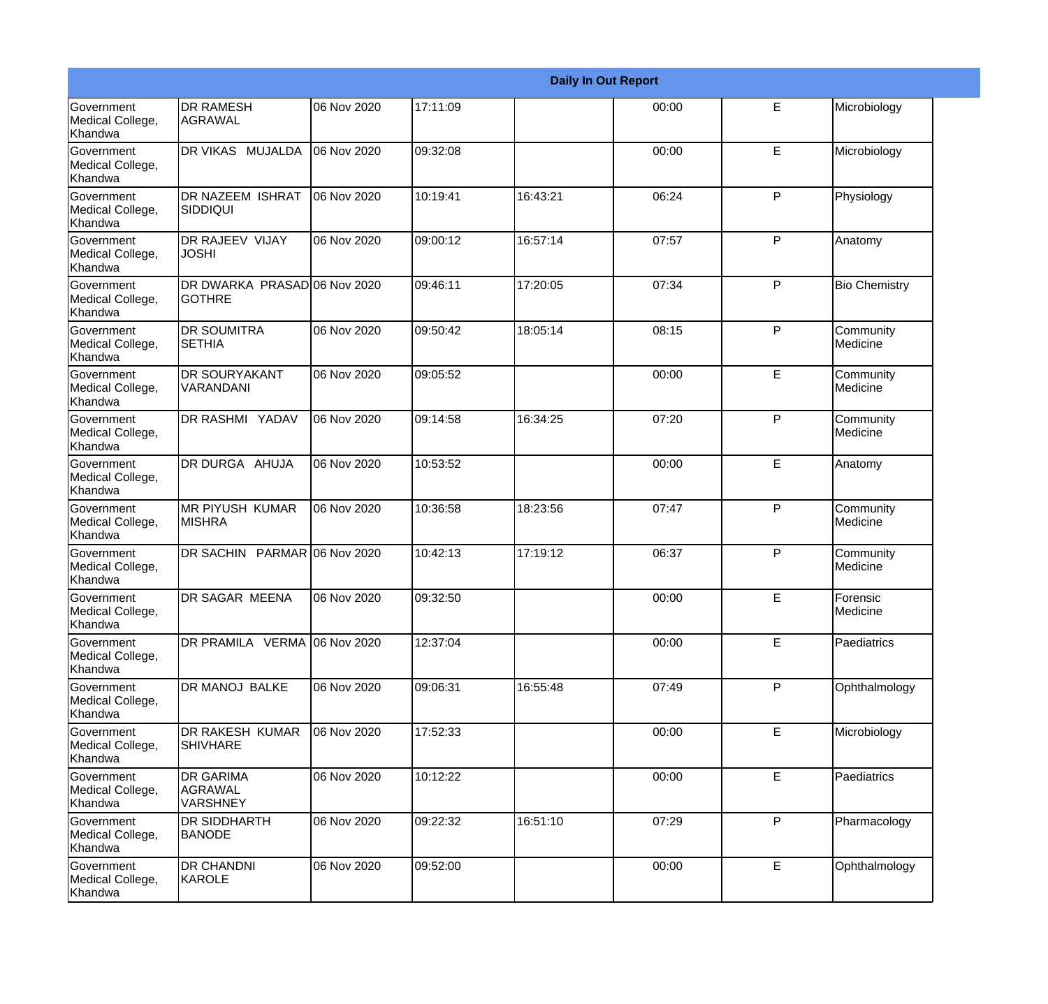| Daily In Out Report | | | | | | | |
|---|---|---|---|---|---|---|---|
| Government Medical College, Khandwa | DR RAMESH AGRAWAL | 06 Nov 2020 | 17:11:09 | | 00:00 | E | Microbiology |
| Government Medical College, Khandwa | DR VIKAS MUJALDA | 06 Nov 2020 | 09:32:08 | | 00:00 | E | Microbiology |
| Government Medical College, Khandwa | DR NAZEEM ISHRAT SIDDIQUI | 06 Nov 2020 | 10:19:41 | 16:43:21 | 06:24 | P | Physiology |
| Government Medical College, Khandwa | DR RAJEEV VIJAY JOSHI | 06 Nov 2020 | 09:00:12 | 16:57:14 | 07:57 | P | Anatomy |
| Government Medical College, Khandwa | DR DWARKA PRASAD GOTHRE | 06 Nov 2020 | 09:46:11 | 17:20:05 | 07:34 | P | Bio Chemistry |
| Government Medical College, Khandwa | DR SOUMITRA SETHIA | 06 Nov 2020 | 09:50:42 | 18:05:14 | 08:15 | P | Community Medicine |
| Government Medical College, Khandwa | DR SOURYAKANT VARANDANI | 06 Nov 2020 | 09:05:52 | | 00:00 | E | Community Medicine |
| Government Medical College, Khandwa | DR RASHMI YADAV | 06 Nov 2020 | 09:14:58 | 16:34:25 | 07:20 | P | Community Medicine |
| Government Medical College, Khandwa | DR DURGA AHUJA | 06 Nov 2020 | 10:53:52 | | 00:00 | E | Anatomy |
| Government Medical College, Khandwa | MR PIYUSH KUMAR MISHRA | 06 Nov 2020 | 10:36:58 | 18:23:56 | 07:47 | P | Community Medicine |
| Government Medical College, Khandwa | DR SACHIN PARMAR | 06 Nov 2020 | 10:42:13 | 17:19:12 | 06:37 | P | Community Medicine |
| Government Medical College, Khandwa | DR SAGAR MEENA | 06 Nov 2020 | 09:32:50 | | 00:00 | E | Forensic Medicine |
| Government Medical College, Khandwa | DR PRAMILA VERMA | 06 Nov 2020 | 12:37:04 | | 00:00 | E | Paediatrics |
| Government Medical College, Khandwa | DR MANOJ BALKE | 06 Nov 2020 | 09:06:31 | 16:55:48 | 07:49 | P | Ophthalmology |
| Government Medical College, Khandwa | DR RAKESH KUMAR SHIVHARE | 06 Nov 2020 | 17:52:33 | | 00:00 | E | Microbiology |
| Government Medical College, Khandwa | DR GARIMA AGRAWAL VARSHNEY | 06 Nov 2020 | 10:12:22 | | 00:00 | E | Paediatrics |
| Government Medical College, Khandwa | DR SIDDHARTH BANODE | 06 Nov 2020 | 09:22:32 | 16:51:10 | 07:29 | P | Pharmacology |
| Government Medical College, Khandwa | DR CHANDNI KAROLE | 06 Nov 2020 | 09:52:00 | | 00:00 | E | Ophthalmology |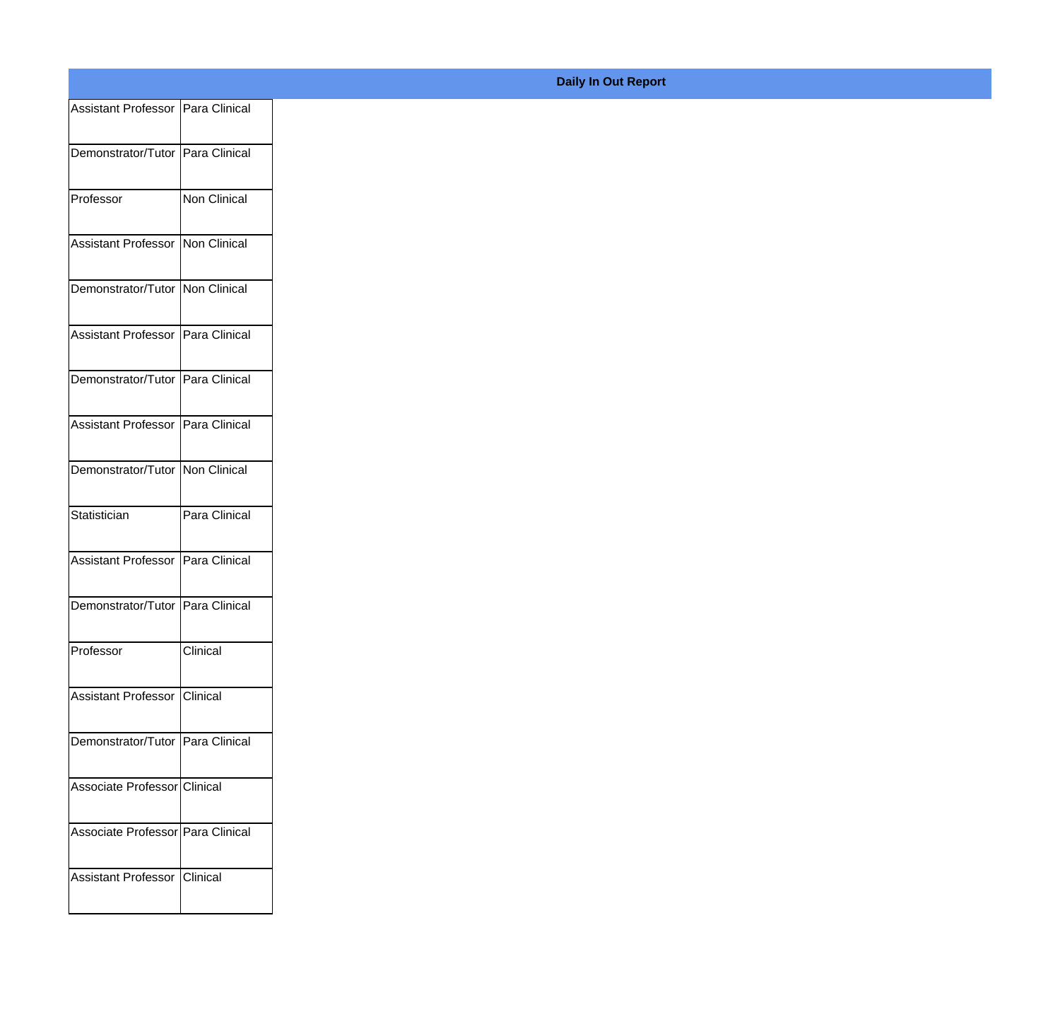**Daily In Out Report**

| | |
|---|---|
| Assistant Professor | Para Clinical |
| Demonstrator/Tutor | Para Clinical |
| Professor | Non Clinical |
| Assistant Professor | Non Clinical |
| Demonstrator/Tutor | Non Clinical |
| Assistant Professor | Para Clinical |
| Demonstrator/Tutor | Para Clinical |
| Assistant Professor | Para Clinical |
| Demonstrator/Tutor | Non Clinical |
| Statistician | Para Clinical |
| Assistant Professor | Para Clinical |
| Demonstrator/Tutor | Para Clinical |
| Professor | Clinical |
| Assistant Professor | Clinical |
| Demonstrator/Tutor | Para Clinical |
| Associate Professor | Clinical |
| Associate Professor | Para Clinical |
| Assistant Professor | Clinical |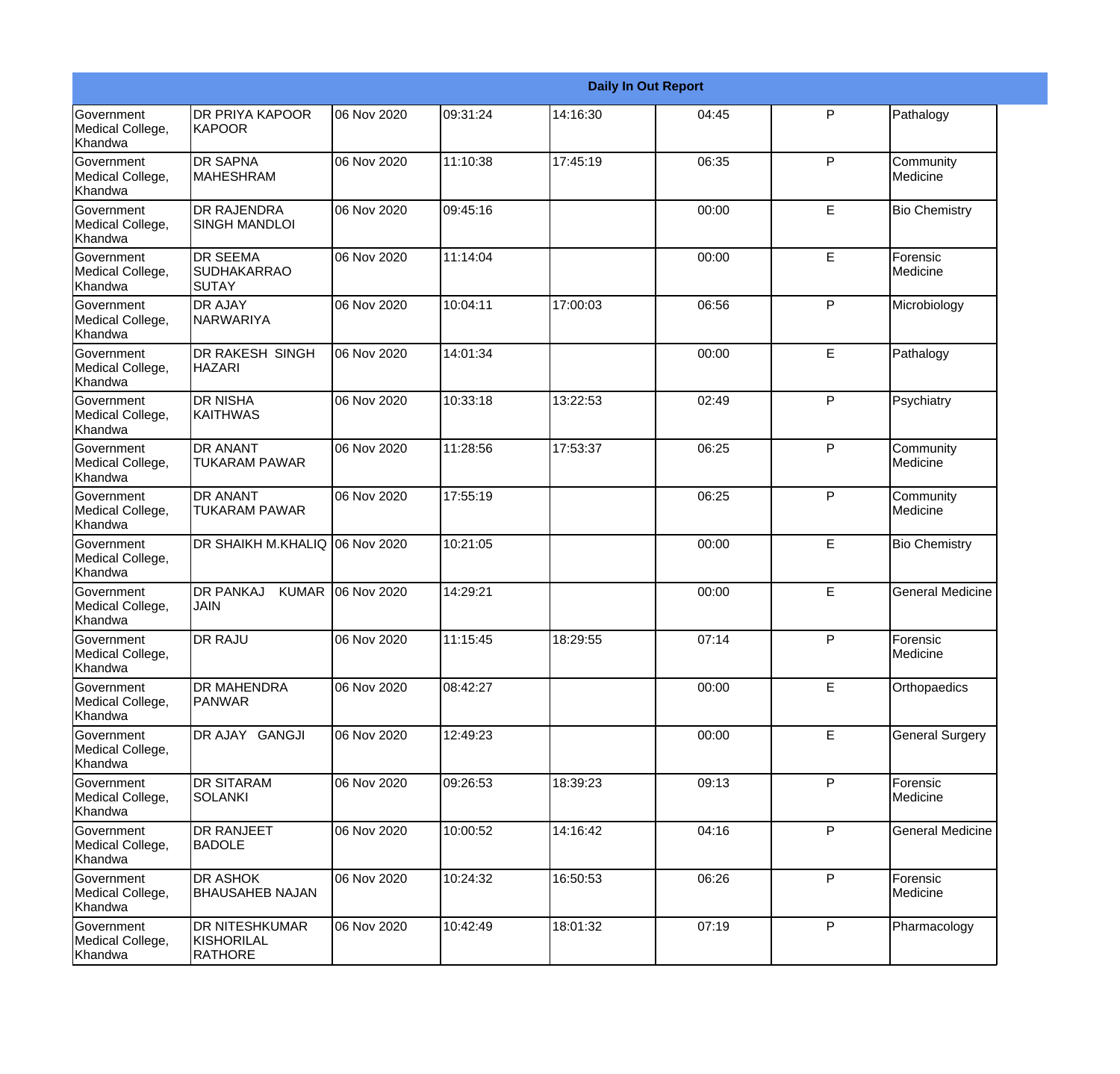| Daily In Out Report | | | | | | | |
|---|---|---|---|---|---|---|---|
| Government Medical College, Khandwa | DR PRIYA KAPOOR KAPOOR | 06 Nov 2020 | 09:31:24 | 14:16:30 | 04:45 | P | Pathalogy |
| Government Medical College, Khandwa | DR SAPNA MAHESHRAM | 06 Nov 2020 | 11:10:38 | 17:45:19 | 06:35 | P | Community Medicine |
| Government Medical College, Khandwa | DR RAJENDRA SINGH MANDLOI | 06 Nov 2020 | 09:45:16 | | 00:00 | E | Bio Chemistry |
| Government Medical College, Khandwa | DR SEEMA SUDHAKARRAO SUTAY | 06 Nov 2020 | 11:14:04 | | 00:00 | E | Forensic Medicine |
| Government Medical College, Khandwa | DR AJAY NARWARIYA | 06 Nov 2020 | 10:04:11 | 17:00:03 | 06:56 | P | Microbiology |
| Government Medical College, Khandwa | DR RAKESH SINGH HAZARI | 06 Nov 2020 | 14:01:34 | | 00:00 | E | Pathalogy |
| Government Medical College, Khandwa | DR NISHA KAITHWAS | 06 Nov 2020 | 10:33:18 | 13:22:53 | 02:49 | P | Psychiatry |
| Government Medical College, Khandwa | DR ANANT TUKARAM PAWAR | 06 Nov 2020 | 11:28:56 | 17:53:37 | 06:25 | P | Community Medicine |
| Government Medical College, Khandwa | DR ANANT TUKARAM PAWAR | 06 Nov 2020 | 17:55:19 | | 06:25 | P | Community Medicine |
| Government Medical College, Khandwa | DR SHAIKH M.KHALIQ | 06 Nov 2020 | 10:21:05 | | 00:00 | E | Bio Chemistry |
| Government Medical College, Khandwa | DR PANKAJ KUMAR JAIN | 06 Nov 2020 | 14:29:21 | | 00:00 | E | General Medicine |
| Government Medical College, Khandwa | DR RAJU | 06 Nov 2020 | 11:15:45 | 18:29:55 | 07:14 | P | Forensic Medicine |
| Government Medical College, Khandwa | DR MAHENDRA PANWAR | 06 Nov 2020 | 08:42:27 | | 00:00 | E | Orthopaedics |
| Government Medical College, Khandwa | DR AJAY GANGJI | 06 Nov 2020 | 12:49:23 | | 00:00 | E | General Surgery |
| Government Medical College, Khandwa | DR SITARAM SOLANKI | 06 Nov 2020 | 09:26:53 | 18:39:23 | 09:13 | P | Forensic Medicine |
| Government Medical College, Khandwa | DR RANJEET BADOLE | 06 Nov 2020 | 10:00:52 | 14:16:42 | 04:16 | P | General Medicine |
| Government Medical College, Khandwa | DR ASHOK BHAUSAHEB NAJAN | 06 Nov 2020 | 10:24:32 | 16:50:53 | 06:26 | P | Forensic Medicine |
| Government Medical College, Khandwa | DR NITESHKUMAR KISHORILAL RATHORE | 06 Nov 2020 | 10:42:49 | 18:01:32 | 07:19 | P | Pharmacology |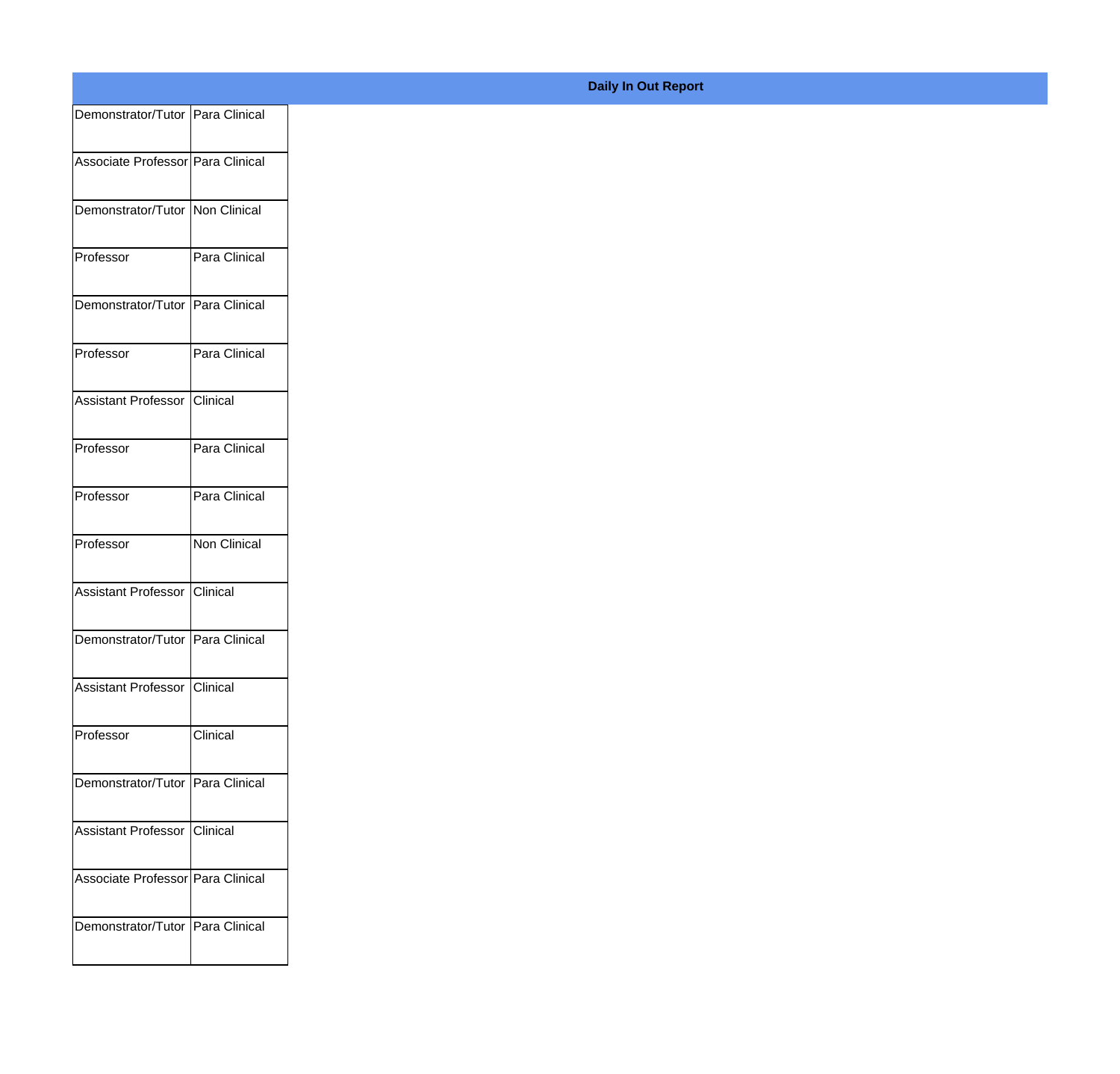**Daily In Out Report**

| | |
|---|---|
| Demonstrator/Tutor | Para Clinical |
| Associate Professor | Para Clinical |
| Demonstrator/Tutor | Non Clinical |
| Professor | Para Clinical |
| Demonstrator/Tutor | Para Clinical |
| Professor | Para Clinical |
| Assistant Professor | Clinical |
| Professor | Para Clinical |
| Professor | Para Clinical |
| Professor | Non Clinical |
| Assistant Professor | Clinical |
| Demonstrator/Tutor | Para Clinical |
| Assistant Professor | Clinical |
| Professor | Clinical |
| Demonstrator/Tutor | Para Clinical |
| Assistant Professor | Clinical |
| Associate Professor | Para Clinical |
| Demonstrator/Tutor | Para Clinical |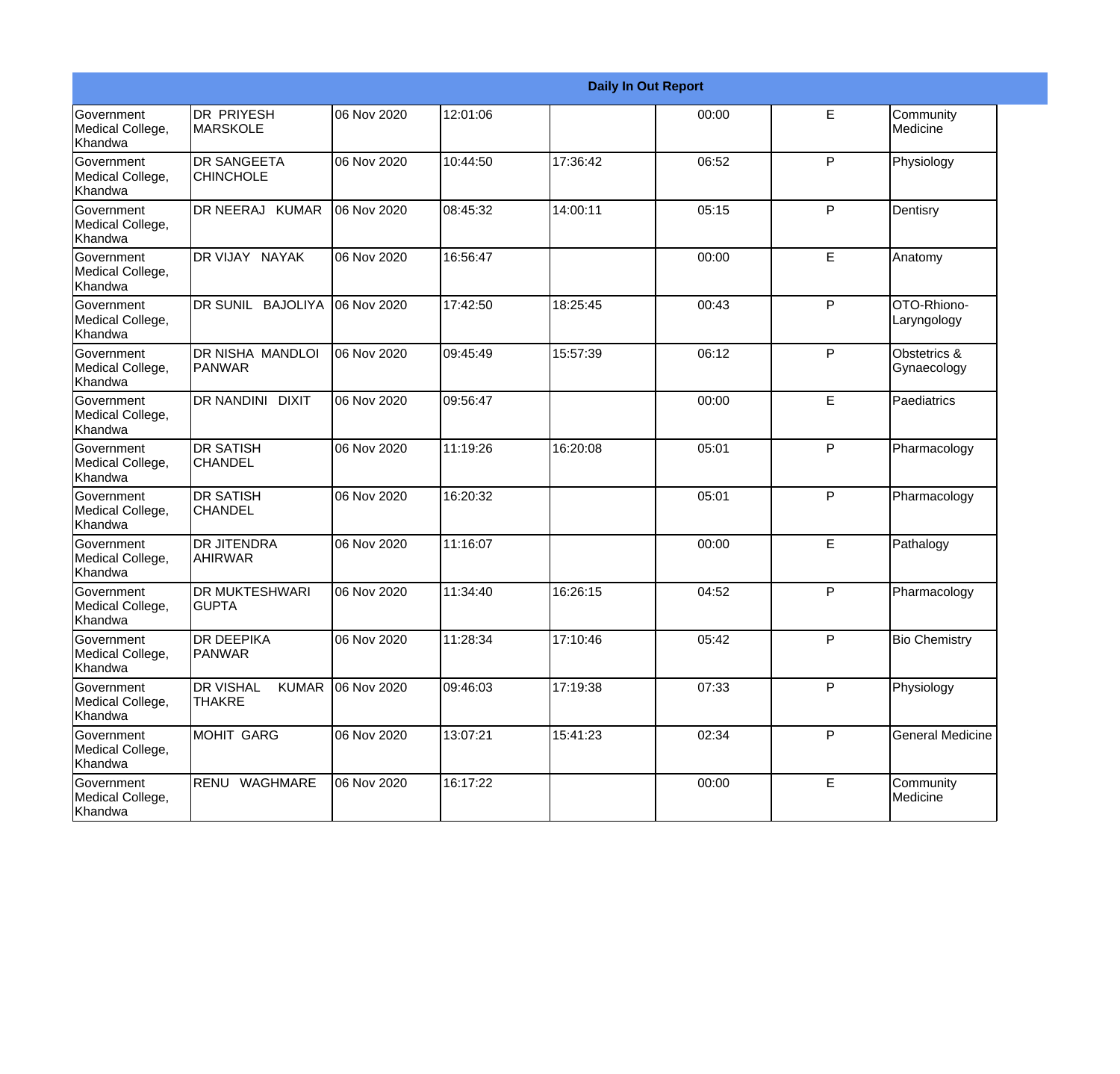| Daily In Out Report | | | | | | | |
|---|---|---|---|---|---|---|---|
| Government Medical College, Khandwa | DR PRIYESH MARSKOLE | 06 Nov 2020 | 12:01:06 | | 00:00 | E | Community Medicine |
| Government Medical College, Khandwa | DR SANGEETA CHINCHOLE | 06 Nov 2020 | 10:44:50 | 17:36:42 | 06:52 | P | Physiology |
| Government Medical College, Khandwa | DR NEERAJ KUMAR | 06 Nov 2020 | 08:45:32 | 14:00:11 | 05:15 | P | Dentisry |
| Government Medical College, Khandwa | DR VIJAY NAYAK | 06 Nov 2020 | 16:56:47 | | 00:00 | E | Anatomy |
| Government Medical College, Khandwa | DR SUNIL BAJOLIYA | 06 Nov 2020 | 17:42:50 | 18:25:45 | 00:43 | P | OTO-Rhiono-Laryngology |
| Government Medical College, Khandwa | DR NISHA MANDLOI PANWAR | 06 Nov 2020 | 09:45:49 | 15:57:39 | 06:12 | P | Obstetrics & Gynaecology |
| Government Medical College, Khandwa | DR NANDINI DIXIT | 06 Nov 2020 | 09:56:47 | | 00:00 | E | Paediatrics |
| Government Medical College, Khandwa | DR SATISH CHANDEL | 06 Nov 2020 | 11:19:26 | 16:20:08 | 05:01 | P | Pharmacology |
| Government Medical College, Khandwa | DR SATISH CHANDEL | 06 Nov 2020 | 16:20:32 | | 05:01 | P | Pharmacology |
| Government Medical College, Khandwa | DR JITENDRA AHIRWAR | 06 Nov 2020 | 11:16:07 | | 00:00 | E | Pathalogy |
| Government Medical College, Khandwa | DR MUKTESHWARI GUPTA | 06 Nov 2020 | 11:34:40 | 16:26:15 | 04:52 | P | Pharmacology |
| Government Medical College, Khandwa | DR DEEPIKA PANWAR | 06 Nov 2020 | 11:28:34 | 17:10:46 | 05:42 | P | Bio Chemistry |
| Government Medical College, Khandwa | DR VISHAL KUMAR THAKRE | 06 Nov 2020 | 09:46:03 | 17:19:38 | 07:33 | P | Physiology |
| Government Medical College, Khandwa | MOHIT GARG | 06 Nov 2020 | 13:07:21 | 15:41:23 | 02:34 | P | General Medicine |
| Government Medical College, Khandwa | RENU WAGHMARE | 06 Nov 2020 | 16:17:22 | | 00:00 | E | Community Medicine |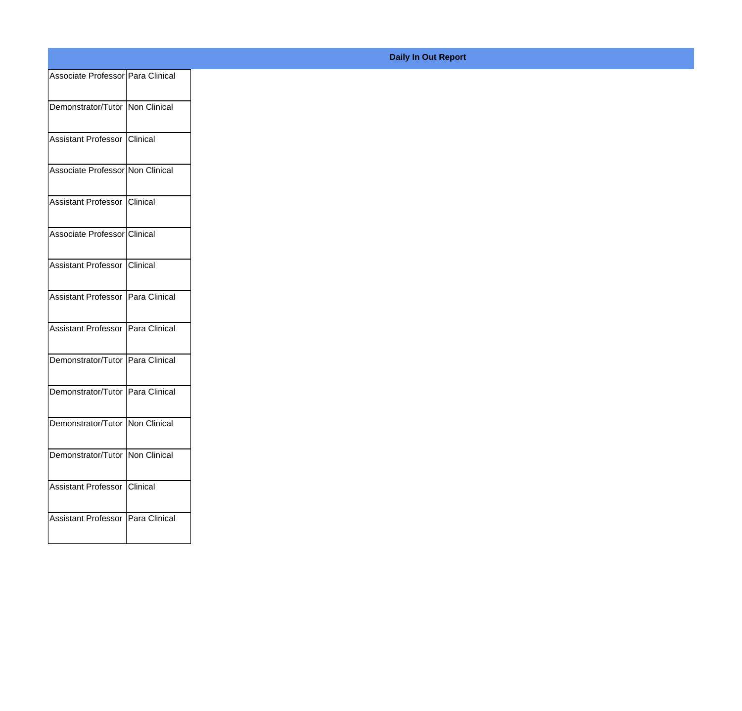**Daily In Out Report**

| | |
|---|---|
| Associate Professor | Para Clinical |
| Demonstrator/Tutor | Non Clinical |
| Assistant Professor | Clinical |
| Associate Professor | Non Clinical |
| Assistant Professor | Clinical |
| Associate Professor | Clinical |
| Assistant Professor | Clinical |
| Assistant Professor | Para Clinical |
| Assistant Professor | Para Clinical |
| Demonstrator/Tutor | Para Clinical |
| Demonstrator/Tutor | Para Clinical |
| Demonstrator/Tutor | Non Clinical |
| Demonstrator/Tutor | Non Clinical |
| Assistant Professor | Clinical |
| Assistant Professor | Para Clinical |